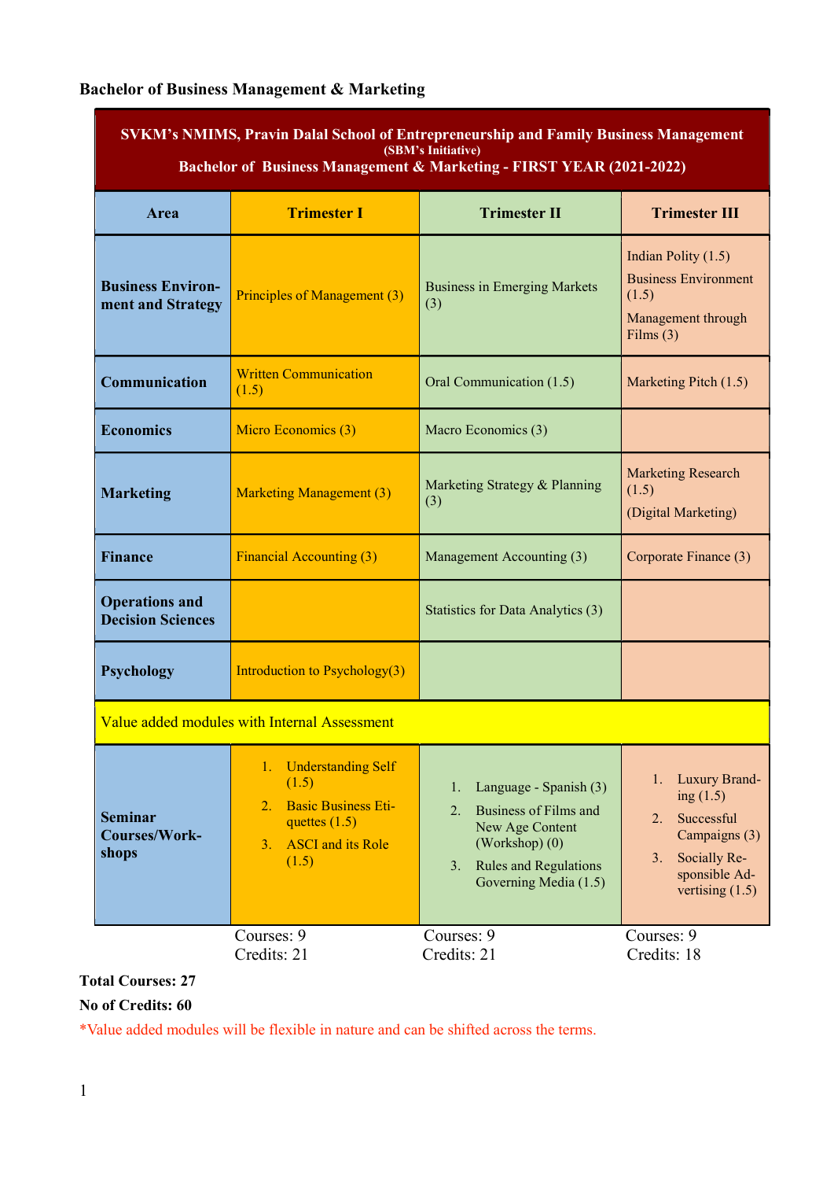**Bachelor of Business Management & Marketing**

| SVKM's NMIMS, Pravin Dalal School of Entrepreneurship and Family Business Management (SBM's Initiative) Bachelor of Business Management & Marketing - FIRST YEAR (2021-2022) | | | |
|---|---|---|---|
| **Area** | **Trimester I** | **Trimester II** | **Trimester III** |
| **Business Environment and Strategy** | Principles of Management (3) | Business in Emerging Markets (3) | Indian Polity (1.5)<br>Business Environment (1.5)<br>Management through Films (3) |
| **Communication** | Written Communication (1.5) | Oral Communication (1.5) | Marketing Pitch (1.5) |
| **Economics** | Micro Economics (3) | Macro Economics (3) | |
| **Marketing** | Marketing Management (3) | Marketing Strategy & Planning (3) | Marketing Research (1.5)<br>(Digital Marketing) |
| **Finance** | Financial Accounting (3) | Management Accounting (3) | Corporate Finance (3) |
| **Operations and Decision Sciences** | | Statistics for Data Analytics (3) | |
| **Psychology** | Introduction to Psychology(3) | | |
| Value added modules with Internal Assessment | | | |
| **Seminar Courses/Workshops** | 1. Understanding Self (1.5)<br>2. Basic Business Etiquettes (1.5)<br>3. ASCI and its Role (1.5) | 1. Language - Spanish (3)<br>2. Business of Films and New Age Content (Workshop) (0)<br>3. Rules and Regulations Governing Media (1.5) | 1. Luxury Branding (1.5)<br>2. Successful Campaigns (3)<br>3. Socially Responsible Advertising (1.5) |
| | Courses: 9<br>Credits: 21 | Courses: 9<br>Credits: 21 | Courses: 9<br>Credits: 18 |

**Total Courses: 27**

**No of Credits: 60**

*Value added modules will be flexible in nature and can be shifted across the terms.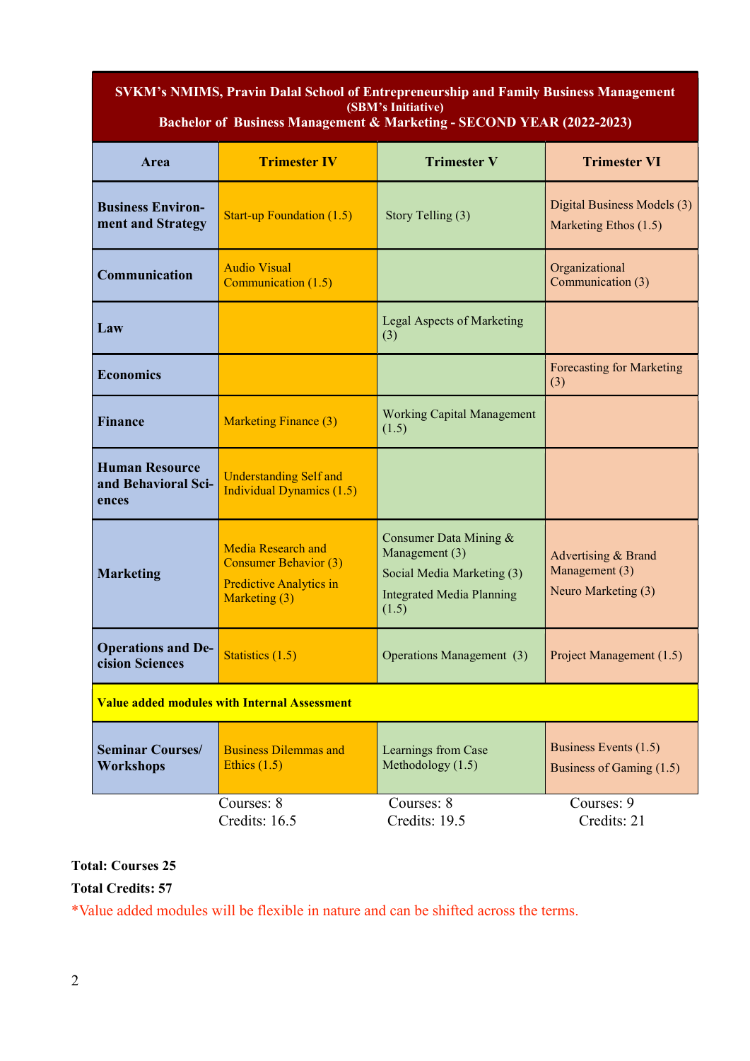| SVKM's NMIMS, Pravin Dalal School of Entrepreneurship and Family Business Management (SBM's Initiative) Bachelor of Business Management & Marketing - SECOND YEAR (2022-2023) | | | |
|---|---|---|---|
| **Area** | **Trimester IV** | **Trimester V** | **Trimester VI** |
| **Business Environment and Strategy** | Start-up Foundation (1.5) | Story Telling (3) | Digital Business Models (3)<br>Marketing Ethos (1.5) |
| **Communication** | Audio Visual Communication (1.5) | | Organizational Communication (3) |
| **Law** | | Legal Aspects of Marketing (3) | |
| **Economics** | | | Forecasting for Marketing (3) |
| **Finance** | Marketing Finance (3) | Working Capital Management (1.5) | |
| **Human Resource and Behavioral Sciences** | Understanding Self and Individual Dynamics (1.5) | | |
| **Marketing** | Media Research and Consumer Behavior (3)<br>Predictive Analytics in Marketing (3) | Consumer Data Mining & Management (3)<br>Social Media Marketing (3)<br>Integrated Media Planning (1.5) | Advertising & Brand Management (3)<br>Neuro Marketing (3) |
| **Operations and Decision Sciences** | Statistics (1.5) | Operations Management (3) | Project Management (1.5) |
| **Value added modules with Internal Assessment** | | | |
| **Seminar Courses/ Workshops** | Business Dilemmas and Ethics (1.5) | Learnings from Case Methodology (1.5) | Business Events (1.5)<br>Business of Gaming (1.5) |
| | Courses: 8<br>Credits: 16.5 | Courses: 8<br>Credits: 19.5 | Courses: 9<br>Credits: 21 |

**Total: Courses 25**

**Total Credits: 57**

*Value added modules will be flexible in nature and can be shifted across the terms.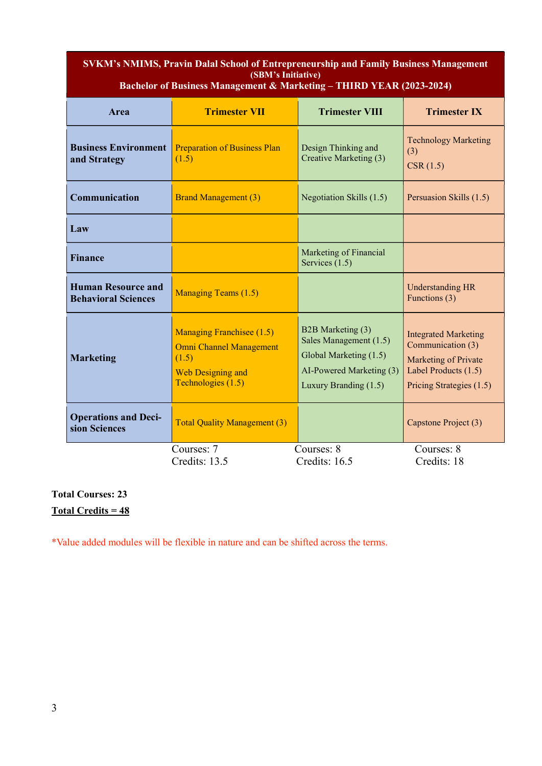| SVKM's NMIMS, Pravin Dalal School of Entrepreneurship and Family Business Management (SBM's Initiative) Bachelor of Business Management & Marketing – THIRD YEAR (2023-2024) | | | |
|---|---|---|---|
| **Area** | **Trimester VII** | **Trimester VIII** | **Trimester IX** |
| **Business Environment and Strategy** | Preparation of Business Plan (1.5) | Design Thinking and Creative Marketing (3) | Technology Marketing (3)<br>CSR (1.5) |
| **Communication** | Brand Management (3) | Negotiation Skills (1.5) | Persuasion Skills (1.5) |
| **Law** | | | |
| **Finance** | | Marketing of Financial Services (1.5) | |
| **Human Resource and Behavioral Sciences** | Managing Teams (1.5) | | Understanding HR Functions (3) |
| **Marketing** | Managing Franchisee (1.5)<br>Omni Channel Management (1.5)<br>Web Designing and Technologies (1.5) | B2B Marketing (3)<br>Sales Management (1.5)<br>Global Marketing (1.5)<br>AI-Powered Marketing (3)<br>Luxury Branding (1.5) | Integrated Marketing Communication (3)<br>Marketing of Private Label Products (1.5)<br>Pricing Strategies (1.5) |
| **Operations and Decision Sciences** | Total Quality Management (3) | | Capstone Project (3) |
| | Courses: 7<br>Credits: 13.5 | Courses: 8<br>Credits: 16.5 | Courses: 8<br>Credits: 18 |

**Total Courses: 23**

**<u>Total Credits = 48</u>**

*Value added modules will be flexible in nature and can be shifted across the terms.